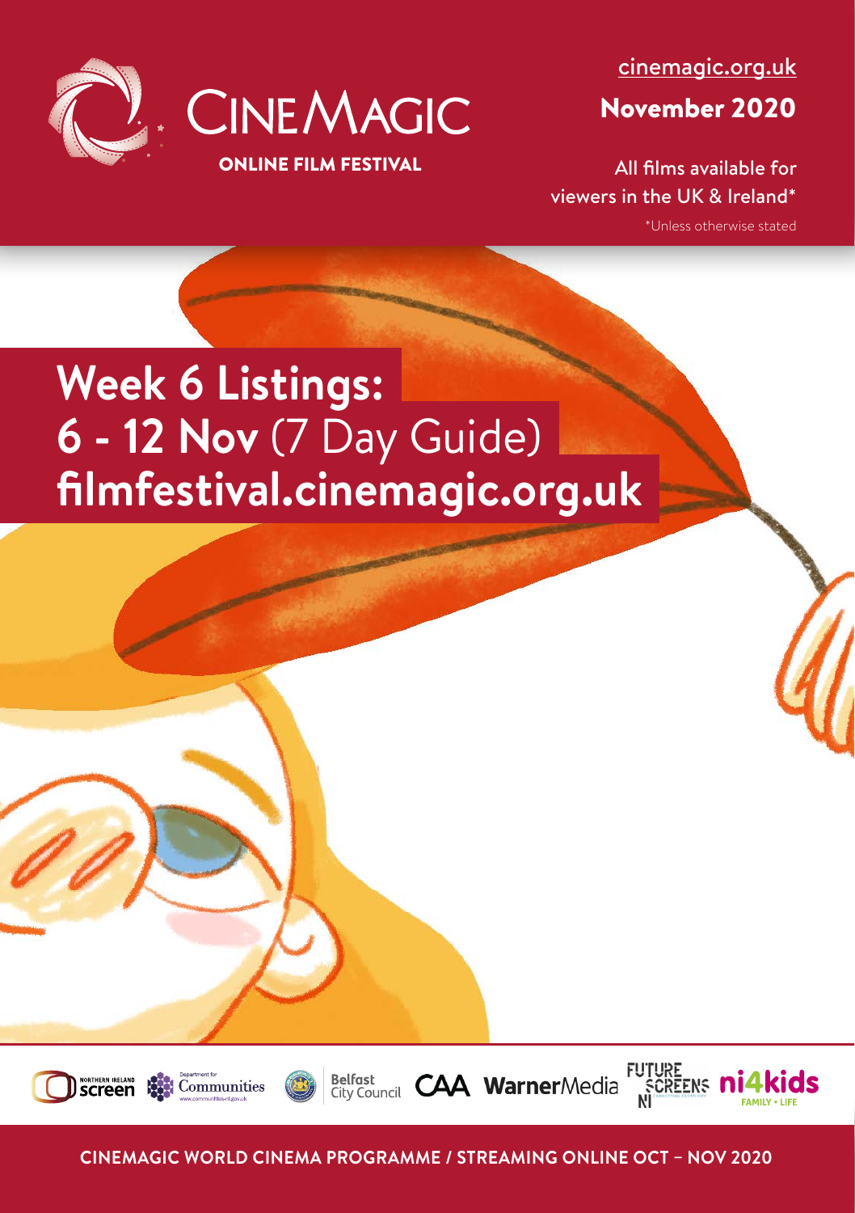# CINEMAGIC

**ONLINE FILM FESTIVAL**

cinemagic.org.uk

**November 2020**

All films available for viewers in the UK & Ireland*

*Unless otherwise stated

# Week 6 Listings: 6 - 12 Nov (7 Day Guide)

## filmfestival.cinemagic.org.uk

Northern Ireland Screen · Department for Communities · Belfast City Council · CAA · WarnerMedia · Future Screens NI · ni4kids Family • Life

**CINEMAGIC WORLD CINEMA PROGRAMME / STREAMING ONLINE OCT – NOV 2020**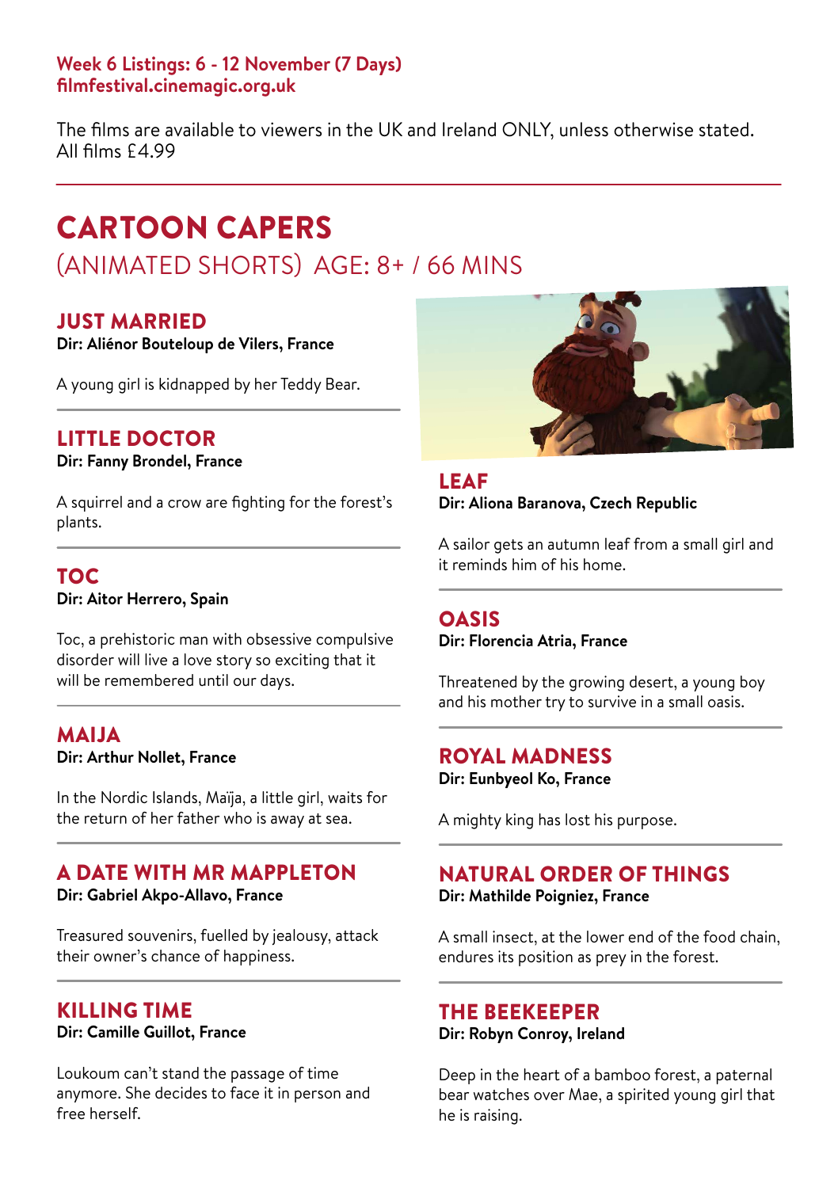**Week 6 Listings: 6 - 12 November (7 Days)**
**filmfestival.cinemagic.org.uk**

The films are available to viewers in the UK and Ireland ONLY, unless otherwise stated.
All films £4.99

# CARTOON CAPERS

## (ANIMATED SHORTS) AGE: 8+ / 66 MINS

### JUST MARRIED
**Dir: Aliénor Bouteloup de Vilers, France**

A young girl is kidnapped by her Teddy Bear.

### LITTLE DOCTOR
**Dir: Fanny Brondel, France**

A squirrel and a crow are fighting for the forest's plants.

### TOC
**Dir: Aitor Herrero, Spain**

Toc, a prehistoric man with obsessive compulsive disorder will live a love story so exciting that it will be remembered until our days.

### MAIJA
**Dir: Arthur Nollet, France**

In the Nordic Islands, Maïja, a little girl, waits for the return of her father who is away at sea.

### A DATE WITH MR MAPPLETON
**Dir: Gabriel Akpo-Allavo, France**

Treasured souvenirs, fuelled by jealousy, attack their owner's chance of happiness.

### KILLING TIME
**Dir: Camille Guillot, France**

Loukoum can't stand the passage of time anymore. She decides to face it in person and free herself.

### LEAF
**Dir: Aliona Baranova, Czech Republic**

A sailor gets an autumn leaf from a small girl and it reminds him of his home.

### OASIS
**Dir: Florencia Atria, France**

Threatened by the growing desert, a young boy and his mother try to survive in a small oasis.

### ROYAL MADNESS
**Dir: Eunbyeol Ko, France**

A mighty king has lost his purpose.

### NATURAL ORDER OF THINGS
**Dir: Mathilde Poigniez, France**

A small insect, at the lower end of the food chain, endures its position as prey in the forest.

### THE BEEKEEPER
**Dir: Robyn Conroy, Ireland**

Deep in the heart of a bamboo forest, a paternal bear watches over Mae, a spirited young girl that he is raising.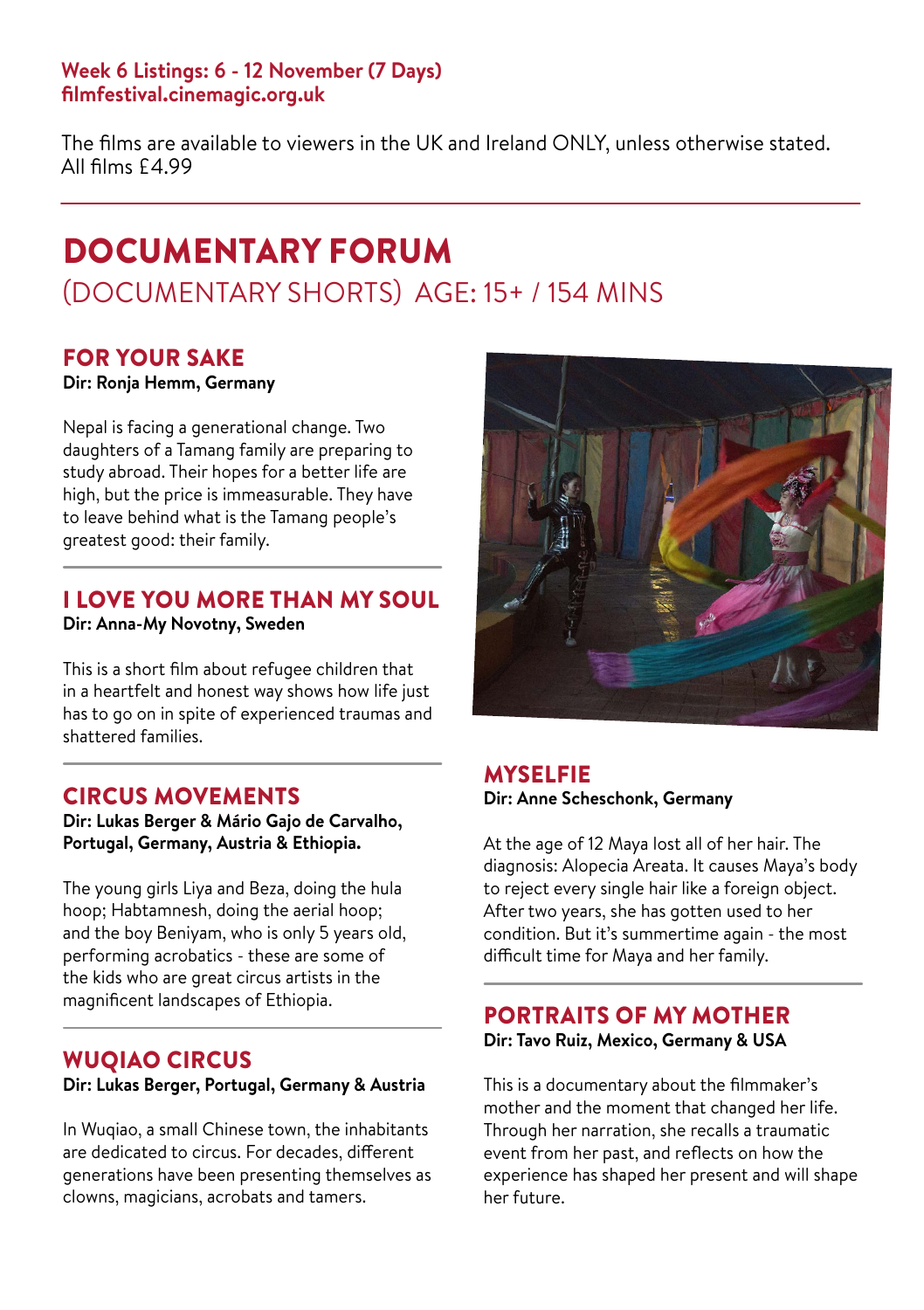**Week 6 Listings: 6 - 12 November (7 Days)**
**filmfestival.cinemagic.org.uk**

The films are available to viewers in the UK and Ireland ONLY, unless otherwise stated.
All films £4.99

# DOCUMENTARY FORUM

## (DOCUMENTARY SHORTS) AGE: 15+ / 154 MINS

### FOR YOUR SAKE

**Dir: Ronja Hemm, Germany**

Nepal is facing a generational change. Two daughters of a Tamang family are preparing to study abroad. Their hopes for a better life are high, but the price is immeasurable. They have to leave behind what is the Tamang people's greatest good: their family.

### I LOVE YOU MORE THAN MY SOUL

**Dir: Anna-My Novotny, Sweden**

This is a short film about refugee children that in a heartfelt and honest way shows how life just has to go on in spite of experienced traumas and shattered families.

### CIRCUS MOVEMENTS

**Dir: Lukas Berger & Mário Gajo de Carvalho, Portugal, Germany, Austria & Ethiopia.**

The young girls Liya and Beza, doing the hula hoop; Habtamnesh, doing the aerial hoop; and the boy Beniyam, who is only 5 years old, performing acrobatics - these are some of the kids who are great circus artists in the magnificent landscapes of Ethiopia.

### WUQIAO CIRCUS

**Dir: Lukas Berger, Portugal, Germany & Austria**

In Wuqiao, a small Chinese town, the inhabitants are dedicated to circus. For decades, different generations have been presenting themselves as clowns, magicians, acrobats and tamers.

### MYSELFIE

**Dir: Anne Scheschonk, Germany**

At the age of 12 Maya lost all of her hair. The diagnosis: Alopecia Areata. It causes Maya's body to reject every single hair like a foreign object. After two years, she has gotten used to her condition. But it's summertime again - the most difficult time for Maya and her family.

### PORTRAITS OF MY MOTHER

**Dir: Tavo Ruiz, Mexico, Germany & USA**

This is a documentary about the filmmaker's mother and the moment that changed her life. Through her narration, she recalls a traumatic event from her past, and reflects on how the experience has shaped her present and will shape her future.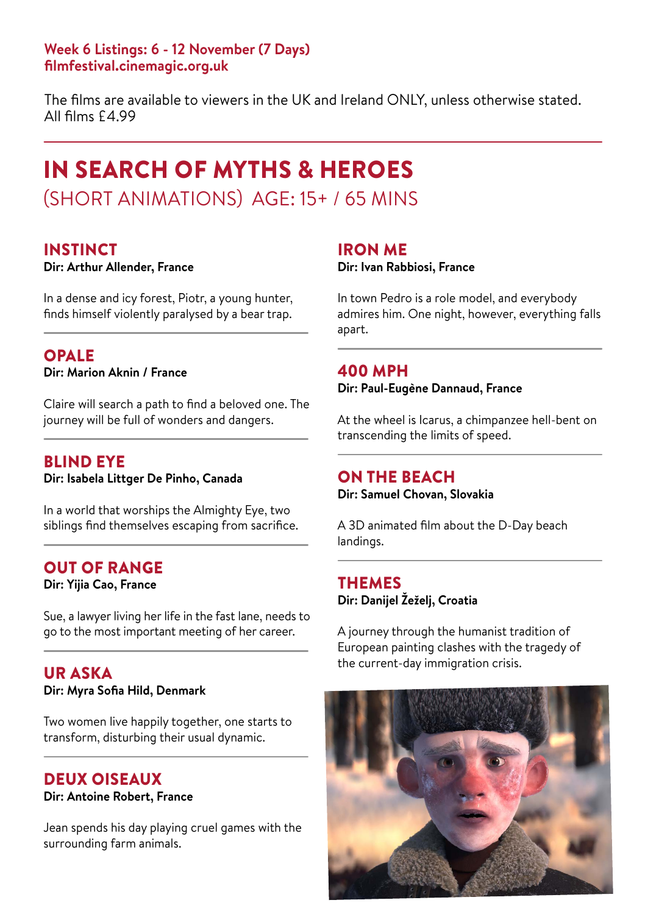**Week 6 Listings: 6 - 12 November (7 Days)**
**filmfestival.cinemagic.org.uk**

The films are available to viewers in the UK and Ireland ONLY, unless otherwise stated.
All films £4.99

# IN SEARCH OF MYTHS & HEROES

(SHORT ANIMATIONS) AGE: 15+ / 65 MINS

## INSTINCT

**Dir: Arthur Allender, France**

In a dense and icy forest, Piotr, a young hunter, finds himself violently paralysed by a bear trap.

## OPALE

**Dir: Marion Aknin / France**

Claire will search a path to find a beloved one. The journey will be full of wonders and dangers.

## BLIND EYE

**Dir: Isabela Littger De Pinho, Canada**

In a world that worships the Almighty Eye, two siblings find themselves escaping from sacrifice.

## OUT OF RANGE

**Dir: Yijia Cao, France**

Sue, a lawyer living her life in the fast lane, needs to go to the most important meeting of her career.

## UR ASKA

**Dir: Myra Sofia Hild, Denmark**

Two women live happily together, one starts to transform, disturbing their usual dynamic.

## DEUX OISEAUX

**Dir: Antoine Robert, France**

Jean spends his day playing cruel games with the surrounding farm animals.

## IRON ME

**Dir: Ivan Rabbiosi, France**

In town Pedro is a role model, and everybody admires him. One night, however, everything falls apart.

## 400 MPH

**Dir: Paul-Eugène Dannaud, France**

At the wheel is Icarus, a chimpanzee hell-bent on transcending the limits of speed.

## ON THE BEACH

**Dir: Samuel Chovan, Slovakia**

A 3D animated film about the D-Day beach landings.

## THEMES

**Dir: Danijel Žeželj, Croatia**

A journey through the humanist tradition of European painting clashes with the tragedy of the current-day immigration crisis.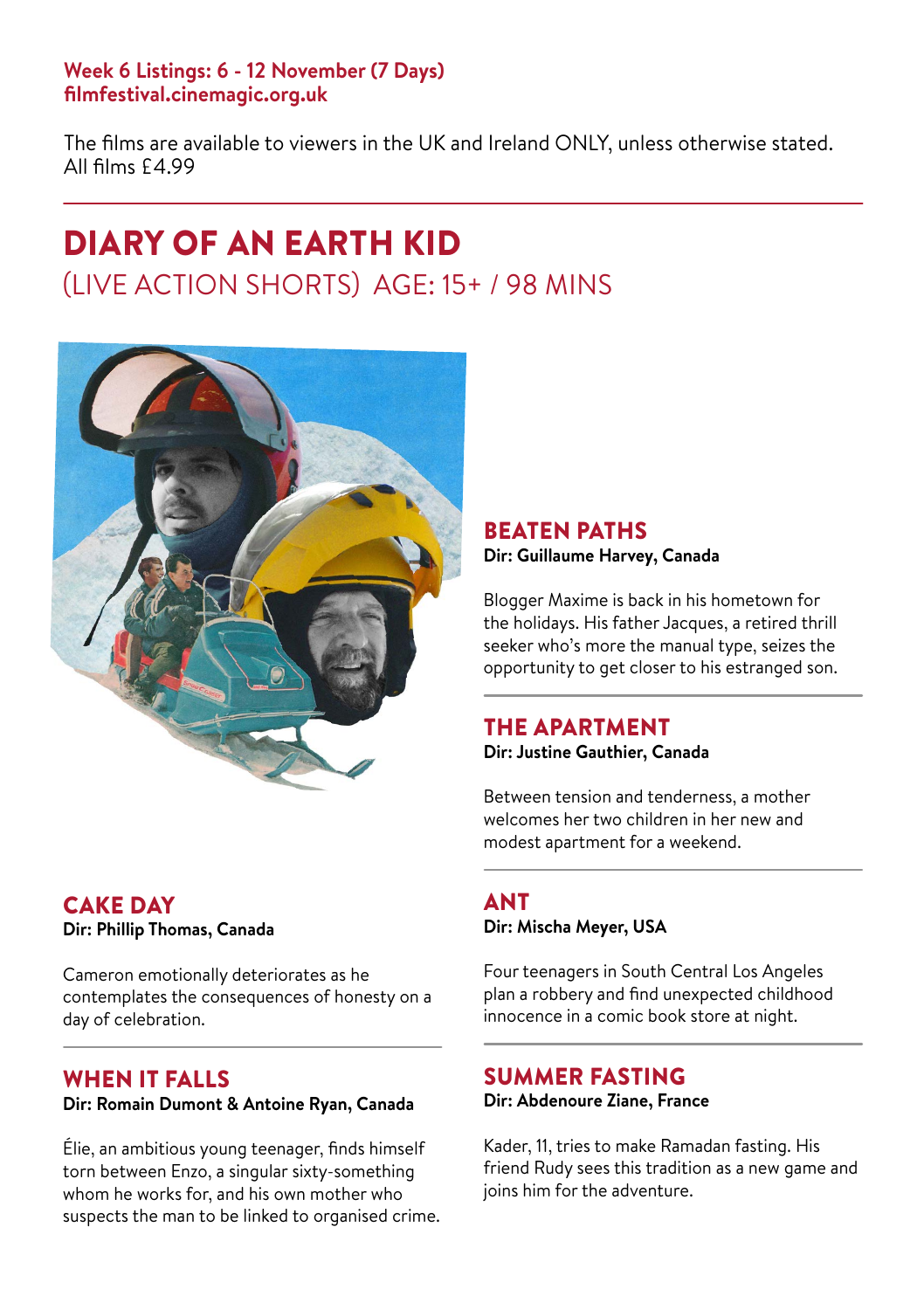**Week 6 Listings: 6 - 12 November (7 Days)**
**filmfestival.cinemagic.org.uk**

The films are available to viewers in the UK and Ireland ONLY, unless otherwise stated.
All films £4.99

---

# DIARY OF AN EARTH KID

## (LIVE ACTION SHORTS) AGE: 15+ / 98 MINS

### BEATEN PATHS

**Dir: Guillaume Harvey, Canada**

Blogger Maxime is back in his hometown for the holidays. His father Jacques, a retired thrill seeker who's more the manual type, seizes the opportunity to get closer to his estranged son.

---

### THE APARTMENT

**Dir: Justine Gauthier, Canada**

Between tension and tenderness, a mother welcomes her two children in her new and modest apartment for a weekend.

---

### CAKE DAY

**Dir: Phillip Thomas, Canada**

Cameron emotionally deteriorates as he contemplates the consequences of honesty on a day of celebration.

---

### WHEN IT FALLS

**Dir: Romain Dumont & Antoine Ryan, Canada**

Élie, an ambitious young teenager, finds himself torn between Enzo, a singular sixty-something whom he works for, and his own mother who suspects the man to be linked to organised crime.

---

### ANT

**Dir: Mischa Meyer, USA**

Four teenagers in South Central Los Angeles plan a robbery and find unexpected childhood innocence in a comic book store at night.

---

### SUMMER FASTING

**Dir: Abdenoure Ziane, France**

Kader, 11, tries to make Ramadan fasting. His friend Rudy sees this tradition as a new game and joins him for the adventure.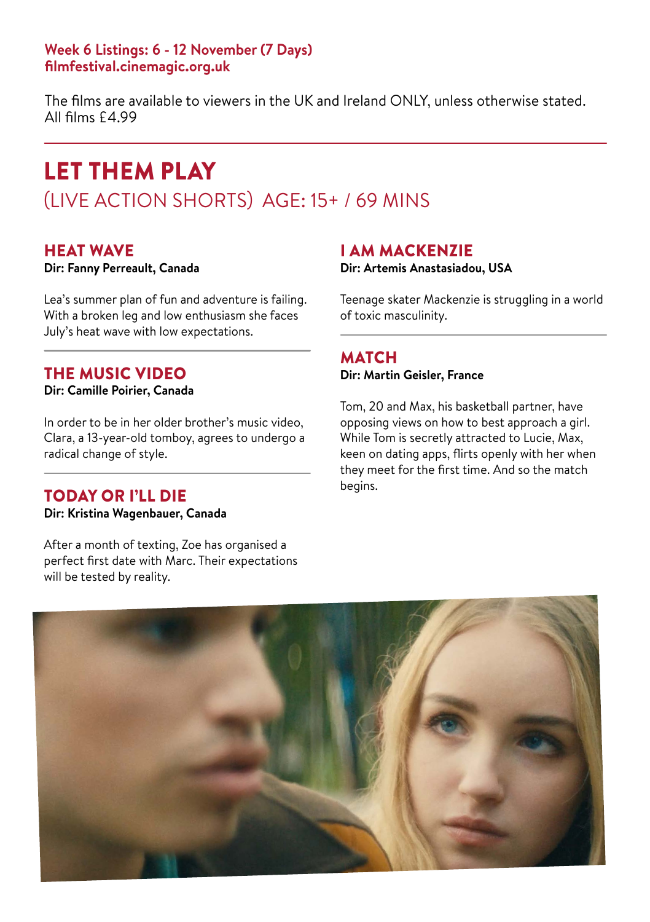**Week 6 Listings: 6 - 12 November (7 Days)**
**filmfestival.cinemagic.org.uk**

The films are available to viewers in the UK and Ireland ONLY, unless otherwise stated.
All films £4.99

# LET THEM PLAY

## (LIVE ACTION SHORTS) AGE: 15+ / 69 MINS

### HEAT WAVE

**Dir: Fanny Perreault, Canada**

Lea's summer plan of fun and adventure is failing. With a broken leg and low enthusiasm she faces July's heat wave with low expectations.

### THE MUSIC VIDEO

**Dir: Camille Poirier, Canada**

In order to be in her older brother's music video, Clara, a 13-year-old tomboy, agrees to undergo a radical change of style.

### TODAY OR I'LL DIE

**Dir: Kristina Wagenbauer, Canada**

After a month of texting, Zoe has organised a perfect first date with Marc. Their expectations will be tested by reality.

### I AM MACKENZIE

**Dir: Artemis Anastasiadou, USA**

Teenage skater Mackenzie is struggling in a world of toxic masculinity.

### MATCH

**Dir: Martin Geisler, France**

Tom, 20 and Max, his basketball partner, have opposing views on how to best approach a girl. While Tom is secretly attracted to Lucie, Max, keen on dating apps, flirts openly with her when they meet for the first time. And so the match begins.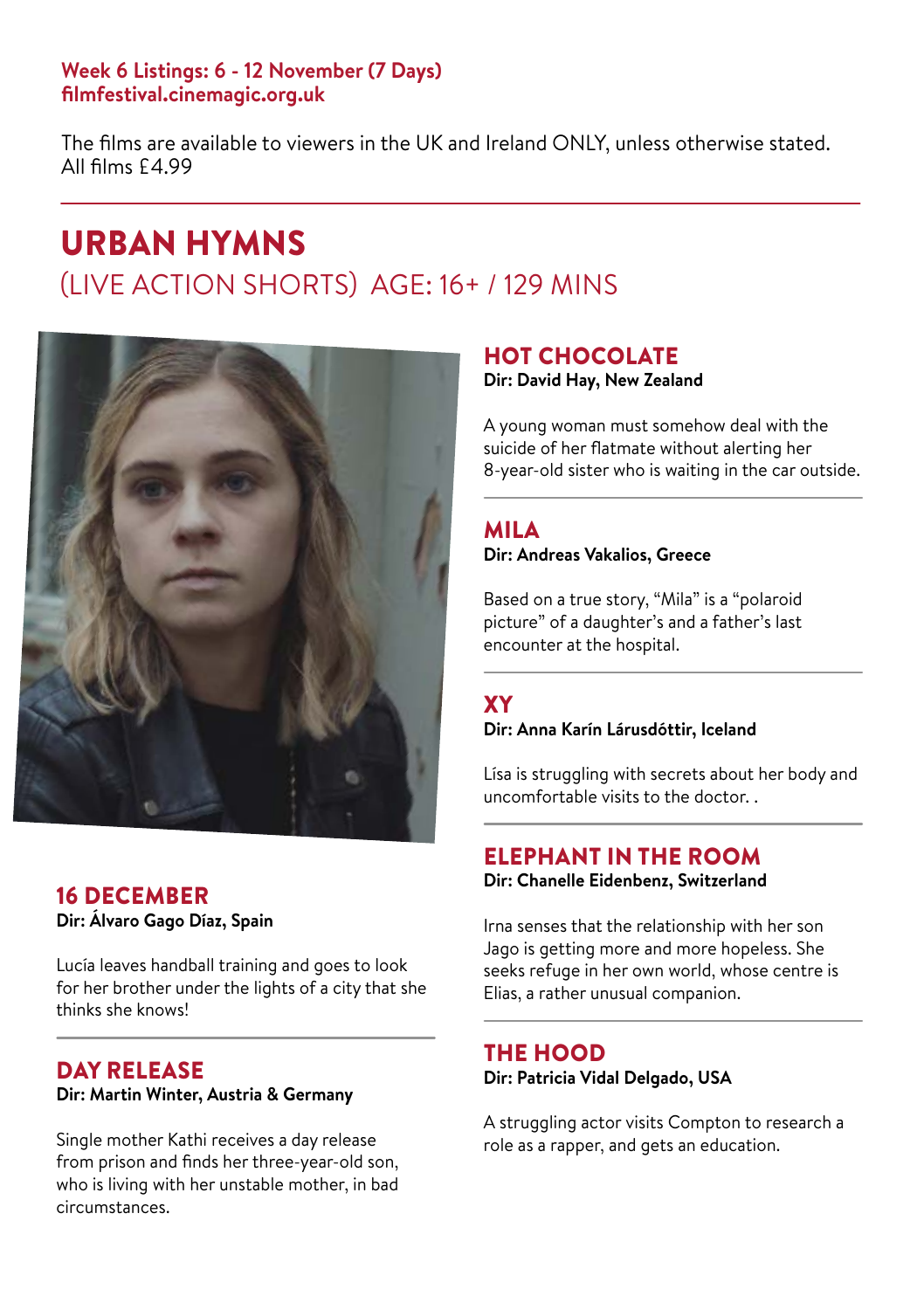**Week 6 Listings: 6 - 12 November (7 Days)**
**filmfestival.cinemagic.org.uk**

The films are available to viewers in the UK and Ireland ONLY, unless otherwise stated.
All films £4.99

# URBAN HYMNS

(LIVE ACTION SHORTS) AGE: 16+ / 129 MINS

## 16 DECEMBER

**Dir: Álvaro Gago Díaz, Spain**

Lucía leaves handball training and goes to look for her brother under the lights of a city that she thinks she knows!

## DAY RELEASE

**Dir: Martin Winter, Austria & Germany**

Single mother Kathi receives a day release from prison and finds her three-year-old son, who is living with her unstable mother, in bad circumstances.

## HOT CHOCOLATE

**Dir: David Hay, New Zealand**

A young woman must somehow deal with the suicide of her flatmate without alerting her 8-year-old sister who is waiting in the car outside.

## MILA

**Dir: Andreas Vakalios, Greece**

Based on a true story, "Mila" is a "polaroid picture" of a daughter's and a father's last encounter at the hospital.

## XY

**Dir: Anna Karín Lárusdóttir, Iceland**

Lísa is struggling with secrets about her body and uncomfortable visits to the doctor. .

## ELEPHANT IN THE ROOM

**Dir: Chanelle Eidenbenz, Switzerland**

Irna senses that the relationship with her son Jago is getting more and more hopeless. She seeks refuge in her own world, whose centre is Elias, a rather unusual companion.

## THE HOOD

**Dir: Patricia Vidal Delgado, USA**

A struggling actor visits Compton to research a role as a rapper, and gets an education.